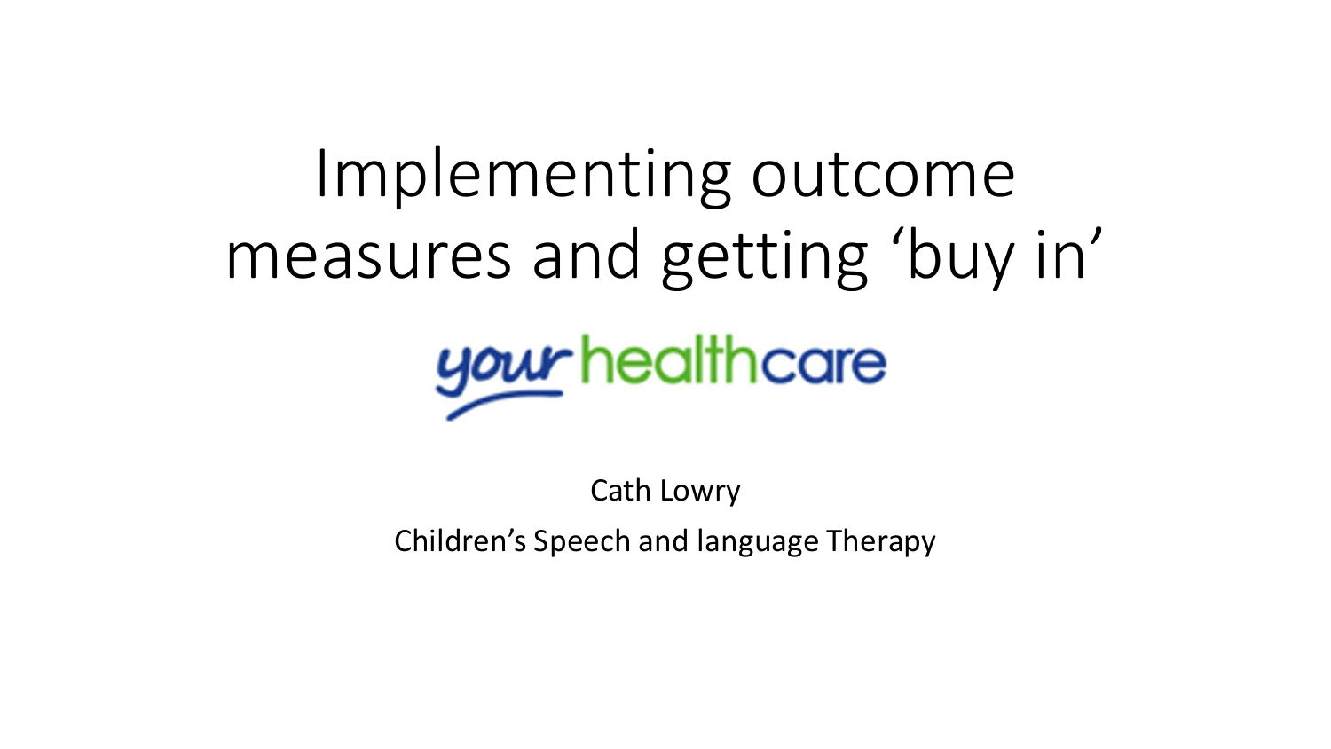# Implementing outcome measures and getting 'buy in'

your healthcare

Cath Lowry

Children's Speech and language Therapy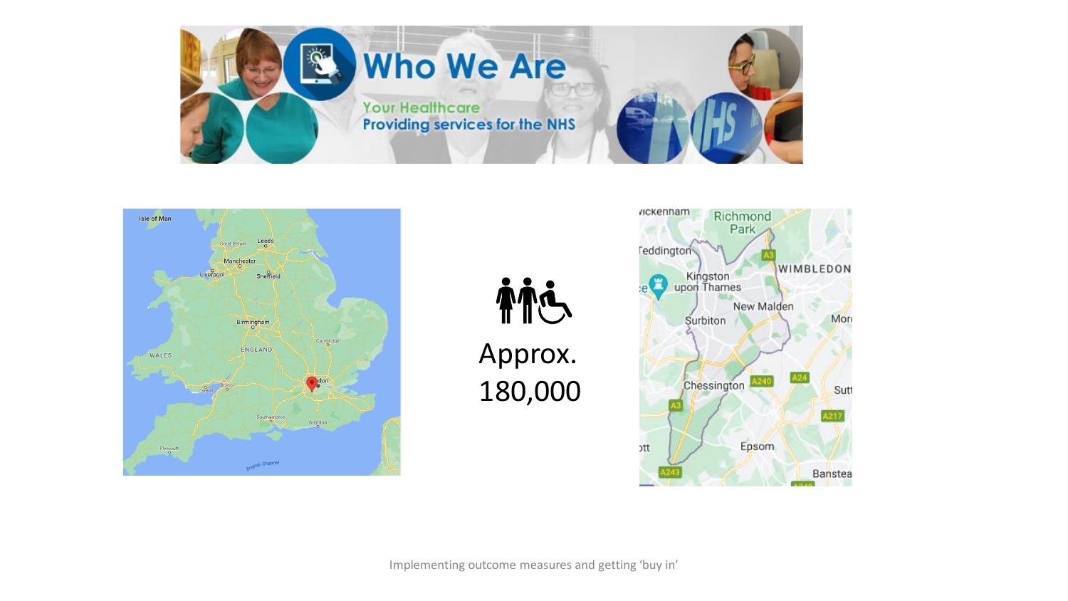# Who We Are

Your Healthcare
Providing services for the NHS

Approx.
180,000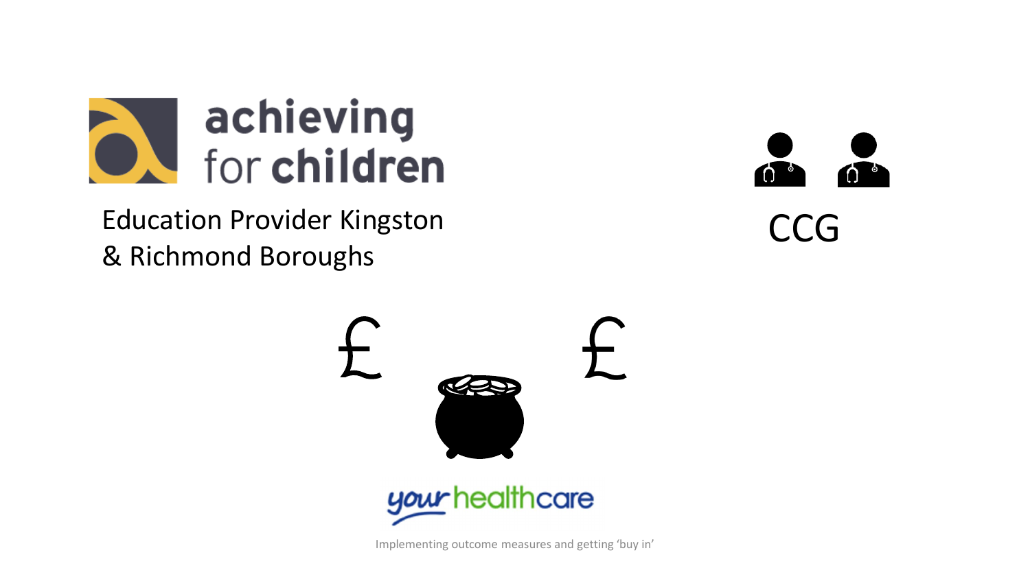achieving for children

Education Provider Kingston & Richmond Boroughs

CCG

£ £

your healthcare

Implementing outcome measures and getting 'buy in'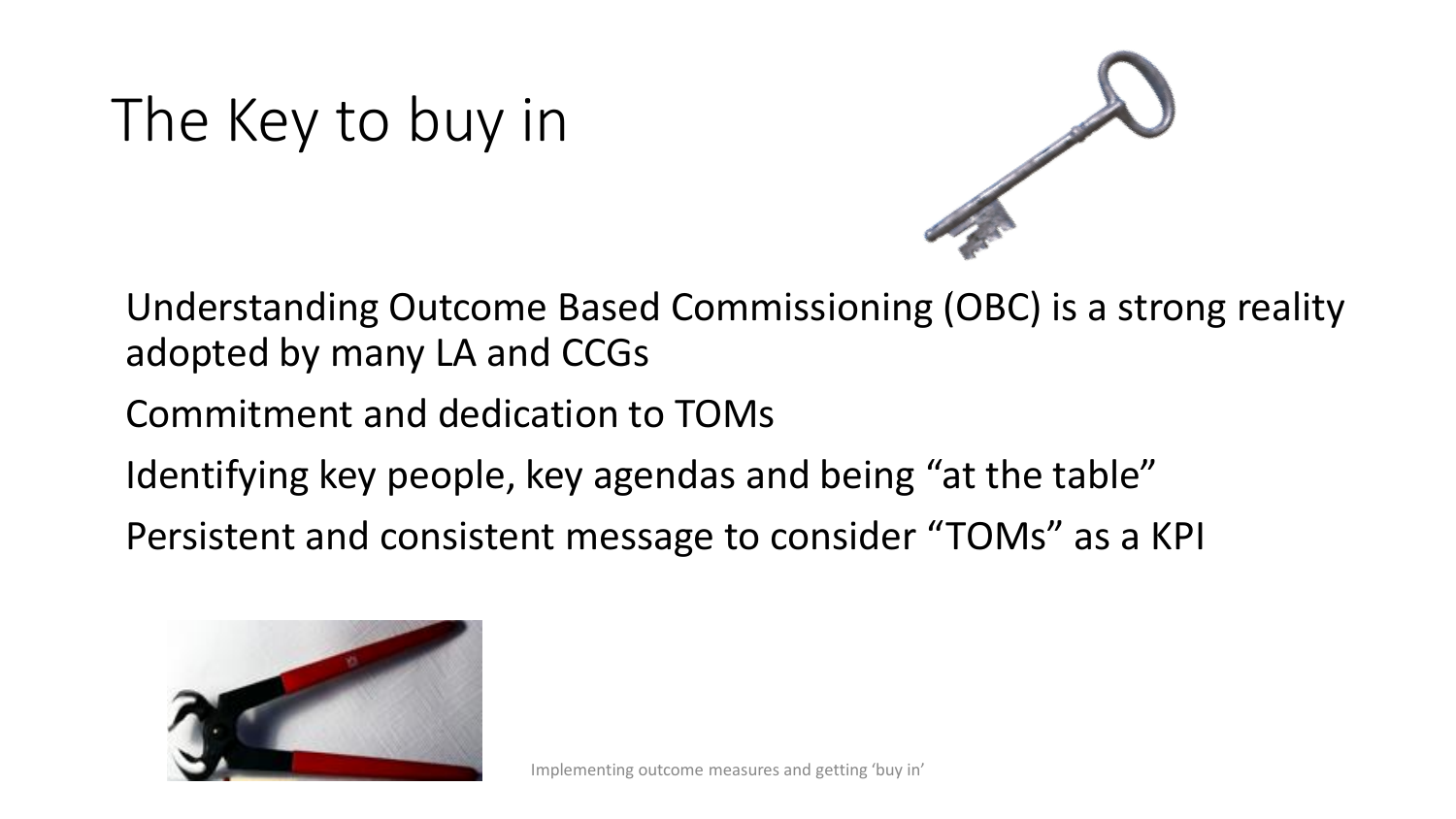# The Key to buy in

Understanding Outcome Based Commissioning (OBC) is a strong reality adopted by many LA and CCGs

Commitment and dedication to TOMs

Identifying key people, key agendas and being "at the table"

Persistent and consistent message to consider "TOMs" as a KPI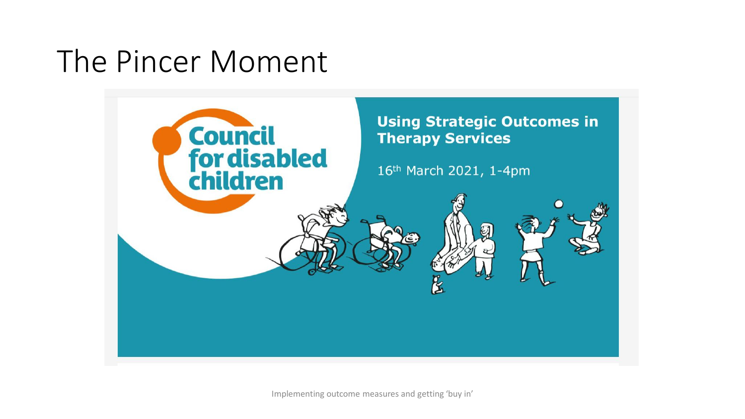# The Pincer Moment

Council for disabled children

**Using Strategic Outcomes in Therapy Services**

16th March 2021, 1-4pm

Implementing outcome measures and getting 'buy in'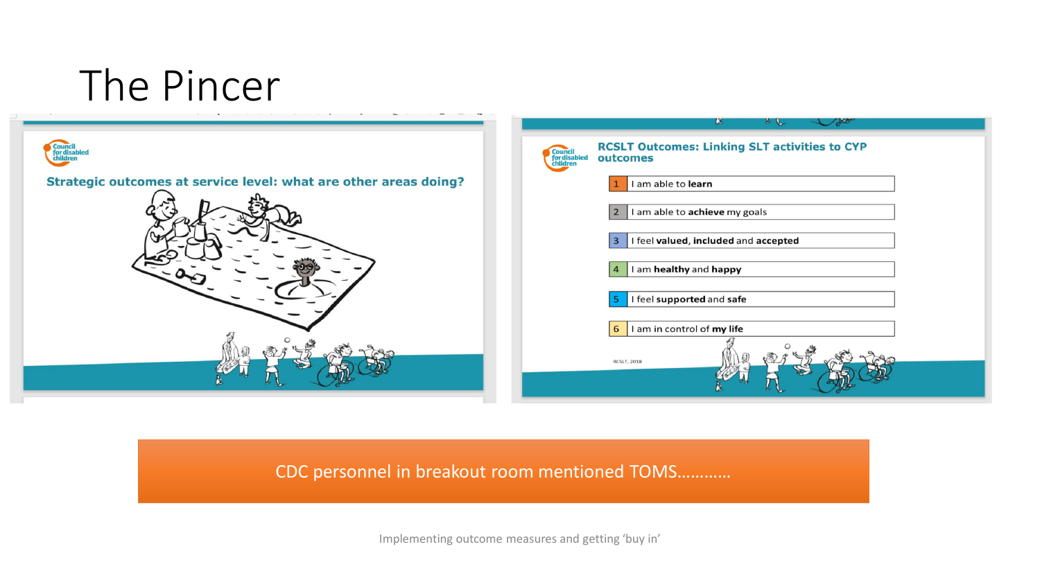# The Pincer

**Strategic outcomes at service level: what are other areas doing?**

**RCSLT Outcomes: Linking SLT activities to CYP outcomes**

1. I am able to **learn**
2. I am able to **achieve** my goals
3. I feel **valued, included** and **accepted**
4. I am **healthy** and **happy**
5. I feel **supported** and **safe**
6. I am in control of **my life**

RCSLT, 2018

CDC personnel in breakout room mentioned TOMS…………

Implementing outcome measures and getting 'buy in'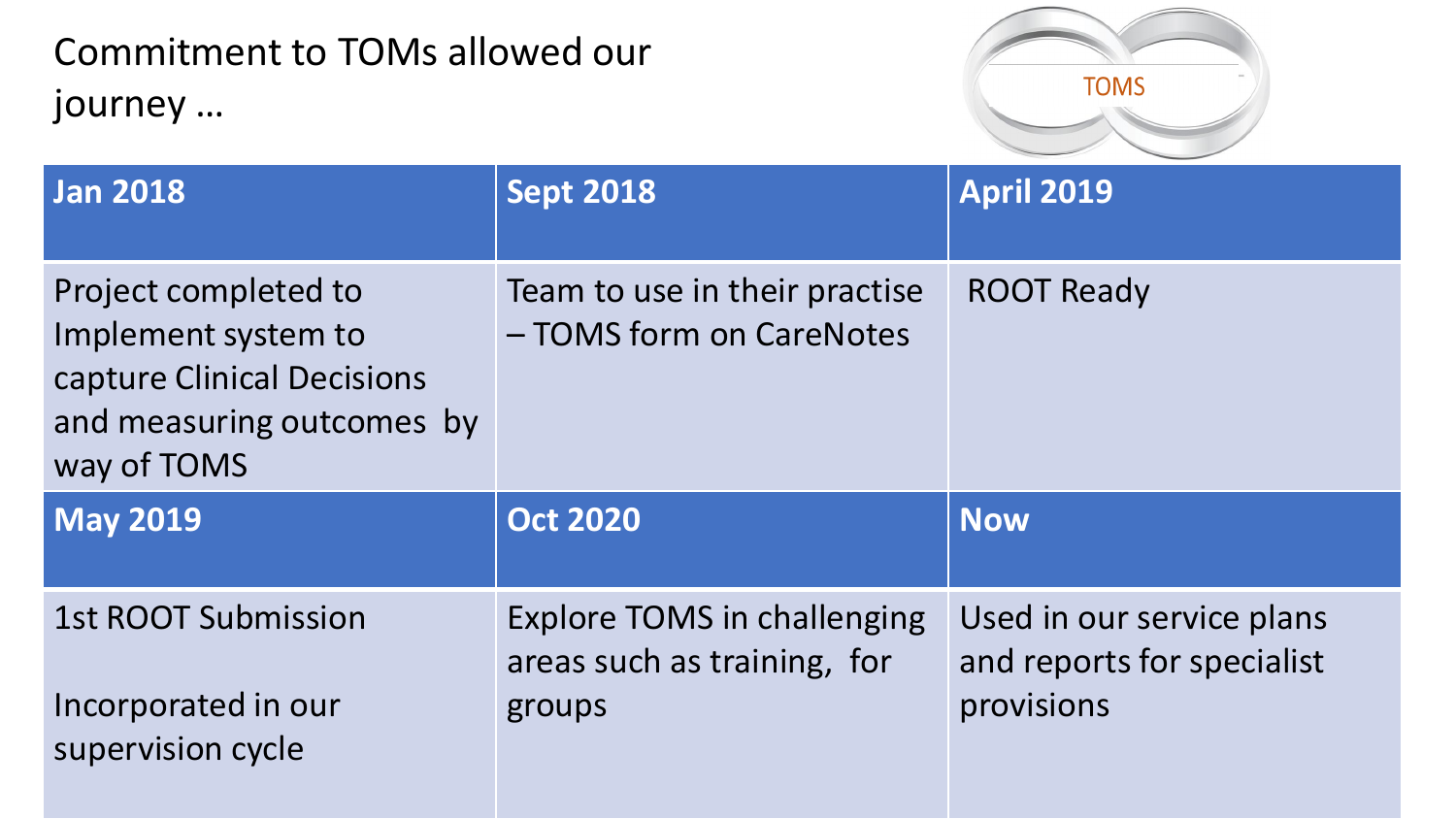# Commitment to TOMs allowed our journey …

TOMS

| Jan 2018 | Sept 2018 | April 2019 |
|---|---|---|
| Project completed to Implement system to capture Clinical Decisions and measuring outcomes by way of TOMS | Team to use in their practise – TOMS form on CareNotes | ROOT Ready |
| **May 2019** | **Oct 2020** | **Now** |
| 1st ROOT Submission<br><br>Incorporated in our supervision cycle | Explore TOMS in challenging areas such as training, for groups | Used in our service plans and reports for specialist provisions |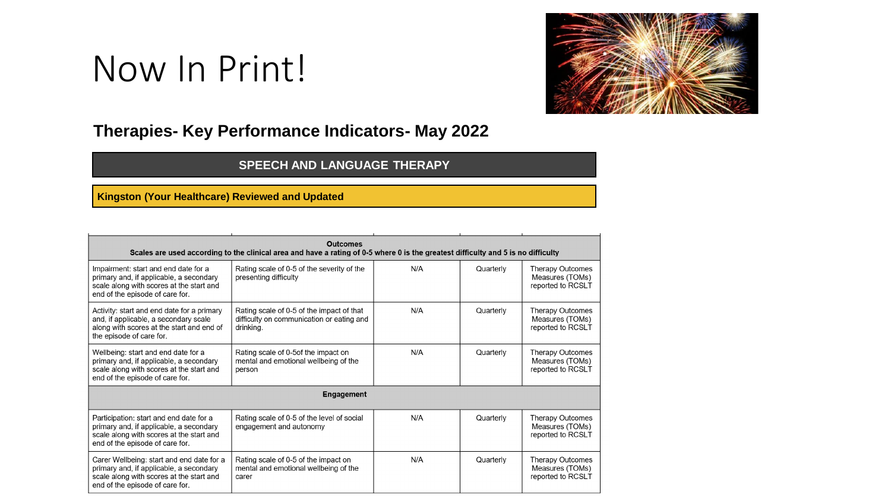# Now In Print!

## Therapies- Key Performance Indicators- May 2022

**SPEECH AND LANGUAGE THERAPY**

**Kingston (Your Healthcare) Reviewed and Updated**

| | | | | |
|---|---|---|---|---|
| **Outcomes**<br>**Scales are used according to the clinical area and have a rating of 0-5 where 0 is the greatest difficulty and 5 is no difficulty** | | | | |
| Impairment: start and end date for a primary and, if applicable, a secondary scale along with scores at the start and end of the episode of care for. | Rating scale of 0-5 of the severity of the presenting difficulty | N/A | Quarterly | Therapy Outcomes Measures (TOMs) reported to RCSLT |
| Activity: start and end date for a primary and, if applicable, a secondary scale along with scores at the start and end of the episode of care for. | Rating scale of 0-5 of the impact of that difficulty on communication or eating and drinking. | N/A | Quarterly | Therapy Outcomes Measures (TOMs) reported to RCSLT |
| Wellbeing: start and end date for a primary and, if applicable, a secondary scale along with scores at the start and end of the episode of care for. | Rating scale of 0-5of the impact on mental and emotional wellbeing of the person | N/A | Quarterly | Therapy Outcomes Measures (TOMs) reported to RCSLT |
| **Engagement** | | | | |
| Participation: start and end date for a primary and, if applicable, a secondary scale along with scores at the start and end of the episode of care for. | Rating scale of 0-5 of the level of social engagement and autonomy | N/A | Quarterly | Therapy Outcomes Measures (TOMs) reported to RCSLT |
| Carer Wellbeing: start and end date for a primary and, if applicable, a secondary scale along with scores at the start and end of the episode of care for. | Rating scale of 0-5 of the impact on mental and emotional wellbeing of the carer | N/A | Quarterly | Therapy Outcomes Measures (TOMs) reported to RCSLT |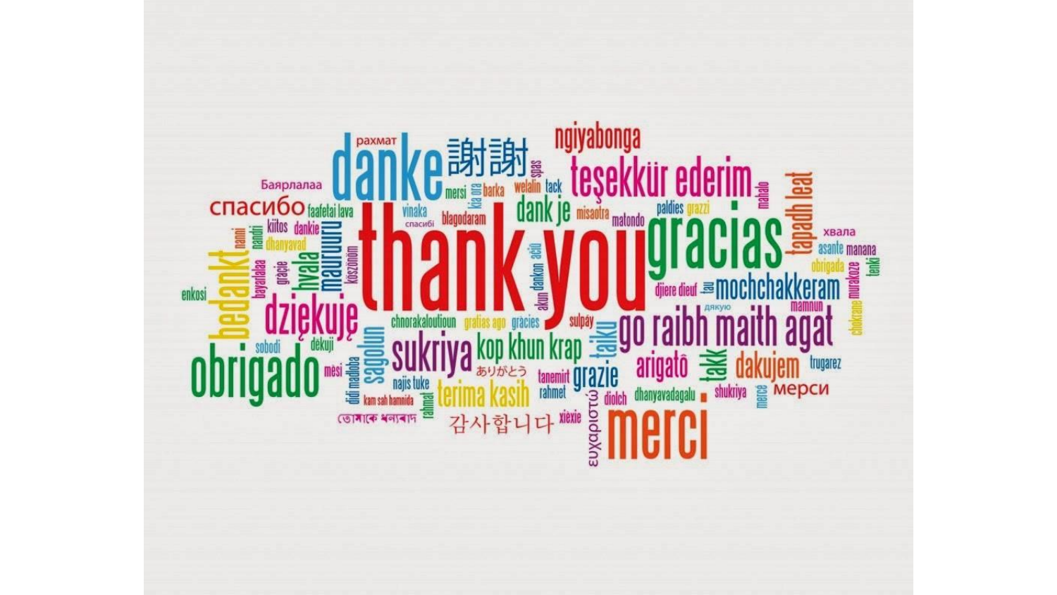рахмат

danke

謝謝

ngiyabonga

Баярлалаа

mersi

kia ora

barka

welalin

tack

spas

teşekkür ederim

mahalo

tapadh leat

спасибо

faafetai lava

vinaka

спасибі

blagodaram

dank je

misaotra

matondo

paldies

grazzi

kiitos

dankie

nandri

nanni

dhanyavad

mauruuru

thank you

gracias

хвала

asante

manana

bedankt

bayarlalaa

gracie

hvala

köszönöm

dankon

aciū

akun

obrigada

murakoze

tenki

enkosi

djiere dieuf

tau

mochchakkeram

дякую

mamnun

chokrane

dziękuję

chnorakaloutioun

gratias ago

gràcies

sulpáy

taiku

go raibh maith agat

sobodi

dékuji

sagolun

sukriya

kop khun krap

arigatô

takk

dakujem

trugarez

obrigado

mèsi

didi madloba

najis tuke

ありがとう

tanemirt

rahmet

grazie

terima kasih

diolch

dhanyavadagalu

shukriya

mercé

мерси

kam sah hamnida

rahmat

তোমাকে ধন্যবাদ

감사합니다

xièxie

ευχαριστώ

merci